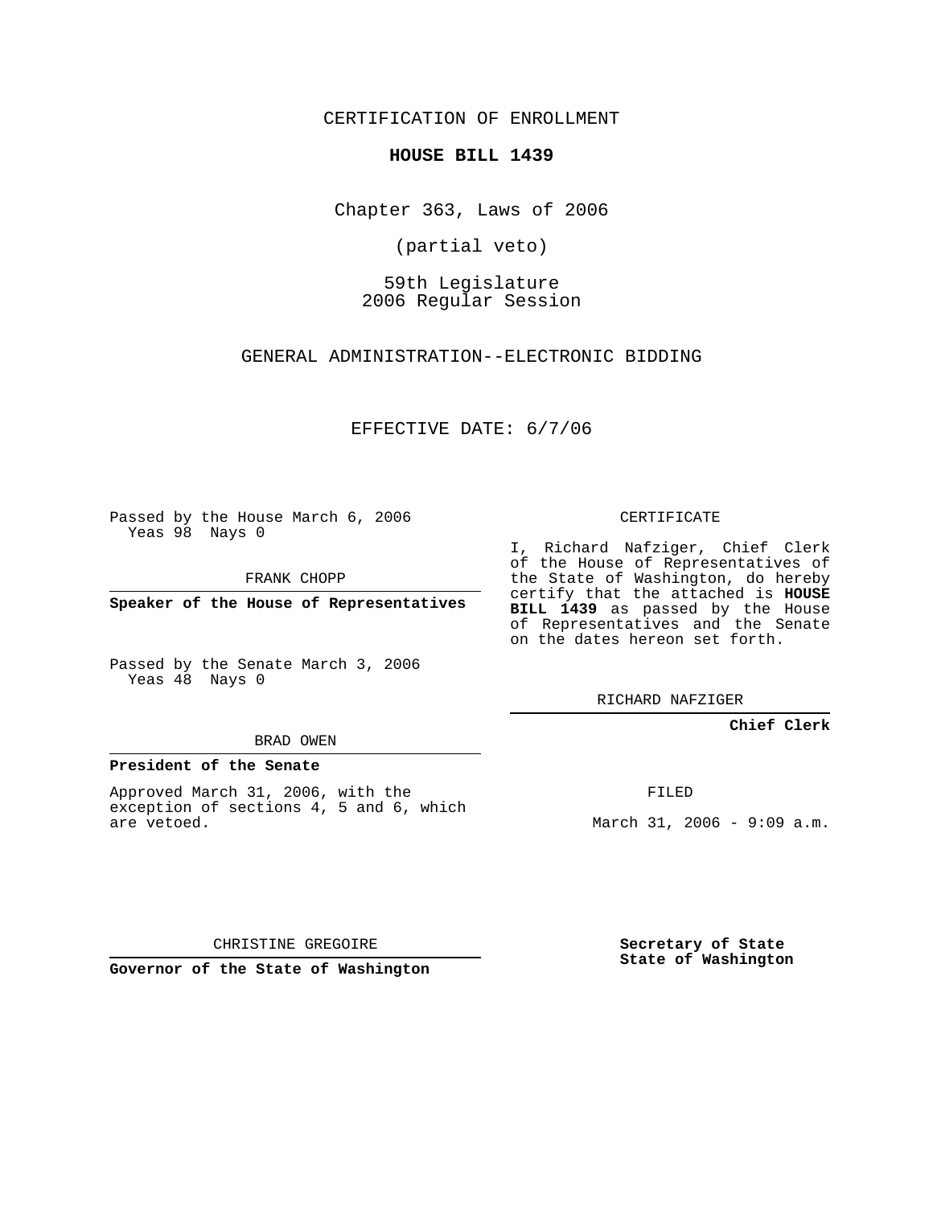CERTIFICATION OF ENROLLMENT

**HOUSE BILL 1439**

Chapter 363, Laws of 2006

(partial veto)

59th Legislature
2006 Regular Session

GENERAL ADMINISTRATION--ELECTRONIC BIDDING

EFFECTIVE DATE: 6/7/06

Passed by the House March 6, 2006
Yeas 98 Nays 0

FRANK CHOPP

**Speaker of the House of Representatives**

Passed by the Senate March 3, 2006
Yeas 48 Nays 0

BRAD OWEN

**President of the Senate**

Approved March 31, 2006, with the exception of sections 4, 5 and 6, which are vetoed.

CHRISTINE GREGOIRE

**Governor of the State of Washington**

CERTIFICATE

I, Richard Nafziger, Chief Clerk of the House of Representatives of the State of Washington, do hereby certify that the attached is **HOUSE BILL 1439** as passed by the House of Representatives and the Senate on the dates hereon set forth.

RICHARD NAFZIGER

**Chief Clerk**

FILED

March 31, 2006 - 9:09 a.m.

**Secretary of State**
**State of Washington**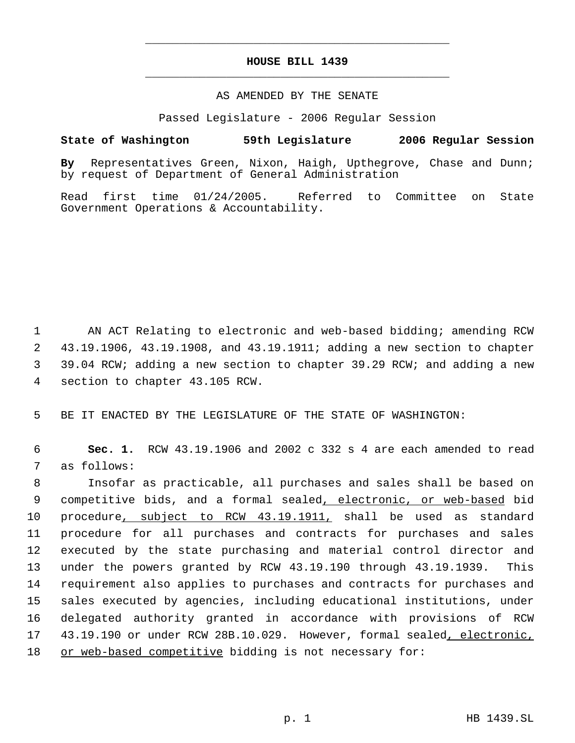# HOUSE BILL 1439

AS AMENDED BY THE SENATE

Passed Legislature - 2006 Regular Session

**State of Washington 59th Legislature 2006 Regular Session**

**By** Representatives Green, Nixon, Haigh, Upthegrove, Chase and Dunn; by request of Department of General Administration

Read first time 01/24/2005. Referred to Committee on State Government Operations & Accountability.

1 AN ACT Relating to electronic and web-based bidding; amending RCW 2 43.19.1906, 43.19.1908, and 43.19.1911; adding a new section to chapter 3 39.04 RCW; adding a new section to chapter 39.29 RCW; and adding a new 4 section to chapter 43.105 RCW.

5 BE IT ENACTED BY THE LEGISLATURE OF THE STATE OF WASHINGTON:

6 **Sec. 1.** RCW 43.19.1906 and 2002 c 332 s 4 are each amended to read 7 as follows:

8 Insofar as practicable, all purchases and sales shall be based on 9 competitive bids, and a formal sealed<u>, electronic, or web-based</u> bid 10 procedure<u>, subject to RCW 43.19.1911,</u> shall be used as standard 11 procedure for all purchases and contracts for purchases and sales 12 executed by the state purchasing and material control director and 13 under the powers granted by RCW 43.19.190 through 43.19.1939. This 14 requirement also applies to purchases and contracts for purchases and 15 sales executed by agencies, including educational institutions, under 16 delegated authority granted in accordance with provisions of RCW 17 43.19.190 or under RCW 28B.10.029. However, formal sealed<u>, electronic,</u> 18 <u>or web-based competitive</u> bidding is not necessary for: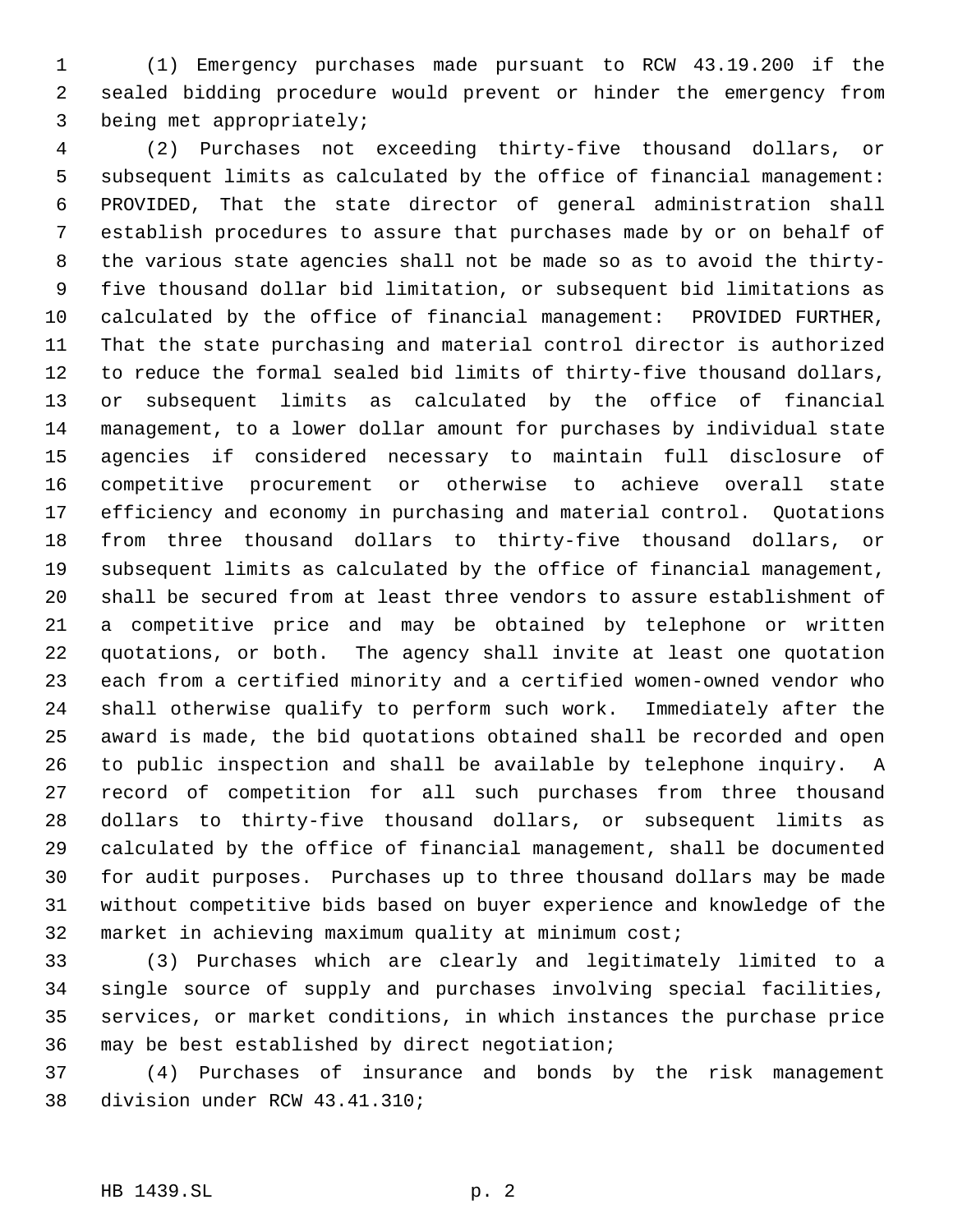(1) Emergency purchases made pursuant to RCW 43.19.200 if the sealed bidding procedure would prevent or hinder the emergency from being met appropriately;

(2) Purchases not exceeding thirty-five thousand dollars, or subsequent limits as calculated by the office of financial management: PROVIDED, That the state director of general administration shall establish procedures to assure that purchases made by or on behalf of the various state agencies shall not be made so as to avoid the thirty-five thousand dollar bid limitation, or subsequent bid limitations as calculated by the office of financial management: PROVIDED FURTHER, That the state purchasing and material control director is authorized to reduce the formal sealed bid limits of thirty-five thousand dollars, or subsequent limits as calculated by the office of financial management, to a lower dollar amount for purchases by individual state agencies if considered necessary to maintain full disclosure of competitive procurement or otherwise to achieve overall state efficiency and economy in purchasing and material control. Quotations from three thousand dollars to thirty-five thousand dollars, or subsequent limits as calculated by the office of financial management, shall be secured from at least three vendors to assure establishment of a competitive price and may be obtained by telephone or written quotations, or both. The agency shall invite at least one quotation each from a certified minority and a certified women-owned vendor who shall otherwise qualify to perform such work. Immediately after the award is made, the bid quotations obtained shall be recorded and open to public inspection and shall be available by telephone inquiry. A record of competition for all such purchases from three thousand dollars to thirty-five thousand dollars, or subsequent limits as calculated by the office of financial management, shall be documented for audit purposes. Purchases up to three thousand dollars may be made without competitive bids based on buyer experience and knowledge of the market in achieving maximum quality at minimum cost;

(3) Purchases which are clearly and legitimately limited to a single source of supply and purchases involving special facilities, services, or market conditions, in which instances the purchase price may be best established by direct negotiation;

(4) Purchases of insurance and bonds by the risk management division under RCW 43.41.310;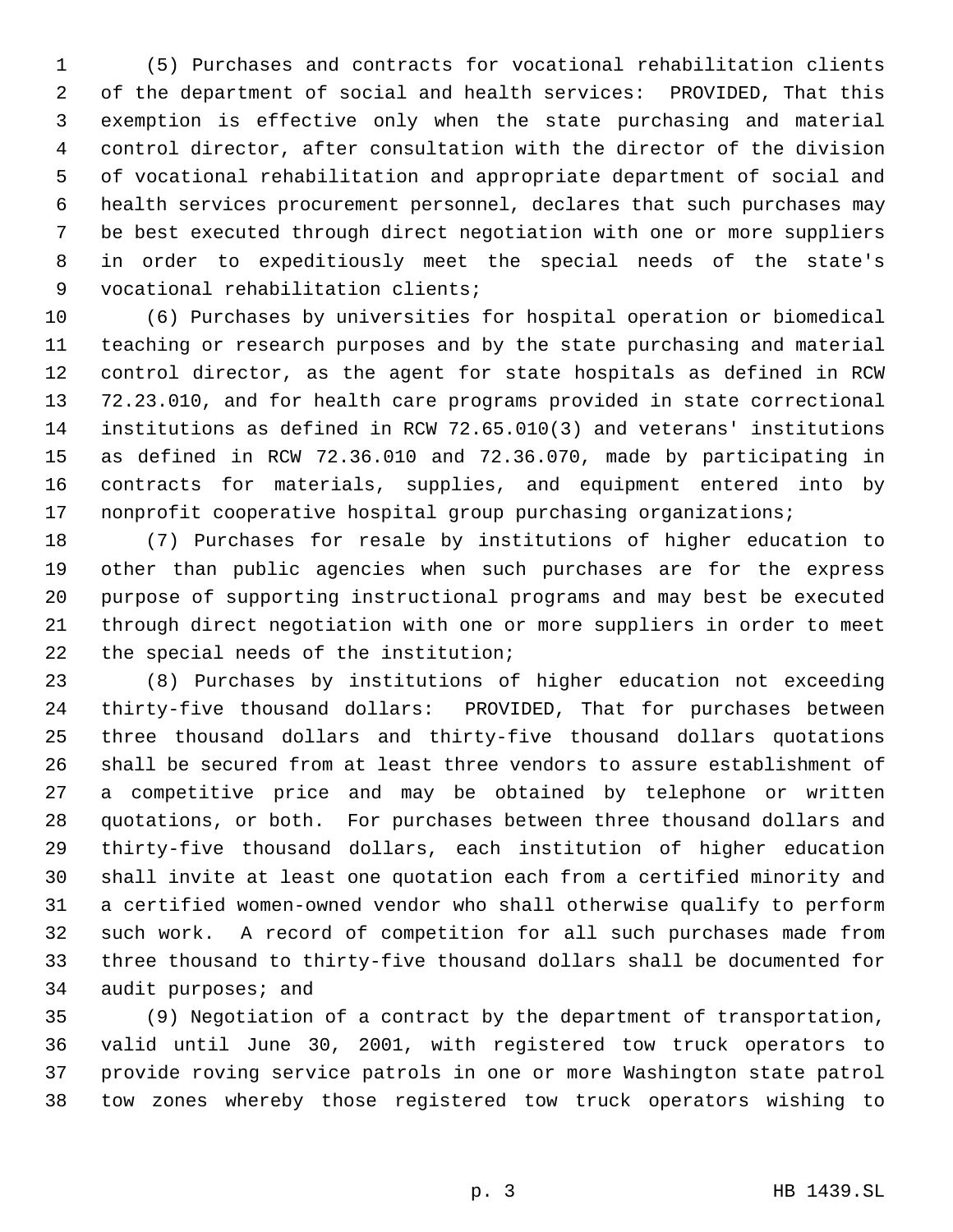(5) Purchases and contracts for vocational rehabilitation clients of the department of social and health services: PROVIDED, That this exemption is effective only when the state purchasing and material control director, after consultation with the director of the division of vocational rehabilitation and appropriate department of social and health services procurement personnel, declares that such purchases may be best executed through direct negotiation with one or more suppliers in order to expeditiously meet the special needs of the state's vocational rehabilitation clients;

(6) Purchases by universities for hospital operation or biomedical teaching or research purposes and by the state purchasing and material control director, as the agent for state hospitals as defined in RCW 72.23.010, and for health care programs provided in state correctional institutions as defined in RCW 72.65.010(3) and veterans' institutions as defined in RCW 72.36.010 and 72.36.070, made by participating in contracts for materials, supplies, and equipment entered into by nonprofit cooperative hospital group purchasing organizations;

(7) Purchases for resale by institutions of higher education to other than public agencies when such purchases are for the express purpose of supporting instructional programs and may best be executed through direct negotiation with one or more suppliers in order to meet the special needs of the institution;

(8) Purchases by institutions of higher education not exceeding thirty-five thousand dollars: PROVIDED, That for purchases between three thousand dollars and thirty-five thousand dollars quotations shall be secured from at least three vendors to assure establishment of a competitive price and may be obtained by telephone or written quotations, or both. For purchases between three thousand dollars and thirty-five thousand dollars, each institution of higher education shall invite at least one quotation each from a certified minority and a certified women-owned vendor who shall otherwise qualify to perform such work. A record of competition for all such purchases made from three thousand to thirty-five thousand dollars shall be documented for audit purposes; and

(9) Negotiation of a contract by the department of transportation, valid until June 30, 2001, with registered tow truck operators to provide roving service patrols in one or more Washington state patrol tow zones whereby those registered tow truck operators wishing to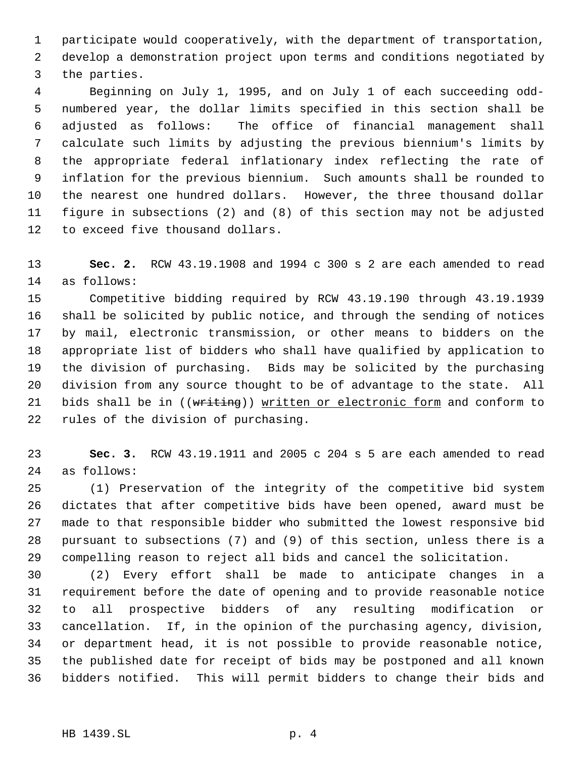participate would cooperatively, with the department of transportation, develop a demonstration project upon terms and conditions negotiated by the parties.

Beginning on July 1, 1995, and on July 1 of each succeeding odd-numbered year, the dollar limits specified in this section shall be adjusted as follows: The office of financial management shall calculate such limits by adjusting the previous biennium's limits by the appropriate federal inflationary index reflecting the rate of inflation for the previous biennium. Such amounts shall be rounded to the nearest one hundred dollars. However, the three thousand dollar figure in subsections (2) and (8) of this section may not be adjusted to exceed five thousand dollars.

**Sec. 2.** RCW 43.19.1908 and 1994 c 300 s 2 are each amended to read as follows:

Competitive bidding required by RCW 43.19.190 through 43.19.1939 shall be solicited by public notice, and through the sending of notices by mail, electronic transmission, or other means to bidders on the appropriate list of bidders who shall have qualified by application to the division of purchasing. Bids may be solicited by the purchasing division from any source thought to be of advantage to the state. All bids shall be in ((~~writing~~)) <u>written or electronic form</u> and conform to rules of the division of purchasing.

**Sec. 3.** RCW 43.19.1911 and 2005 c 204 s 5 are each amended to read as follows:

(1) Preservation of the integrity of the competitive bid system dictates that after competitive bids have been opened, award must be made to that responsible bidder who submitted the lowest responsive bid pursuant to subsections (7) and (9) of this section, unless there is a compelling reason to reject all bids and cancel the solicitation.

(2) Every effort shall be made to anticipate changes in a requirement before the date of opening and to provide reasonable notice to all prospective bidders of any resulting modification or cancellation. If, in the opinion of the purchasing agency, division, or department head, it is not possible to provide reasonable notice, the published date for receipt of bids may be postponed and all known bidders notified. This will permit bidders to change their bids and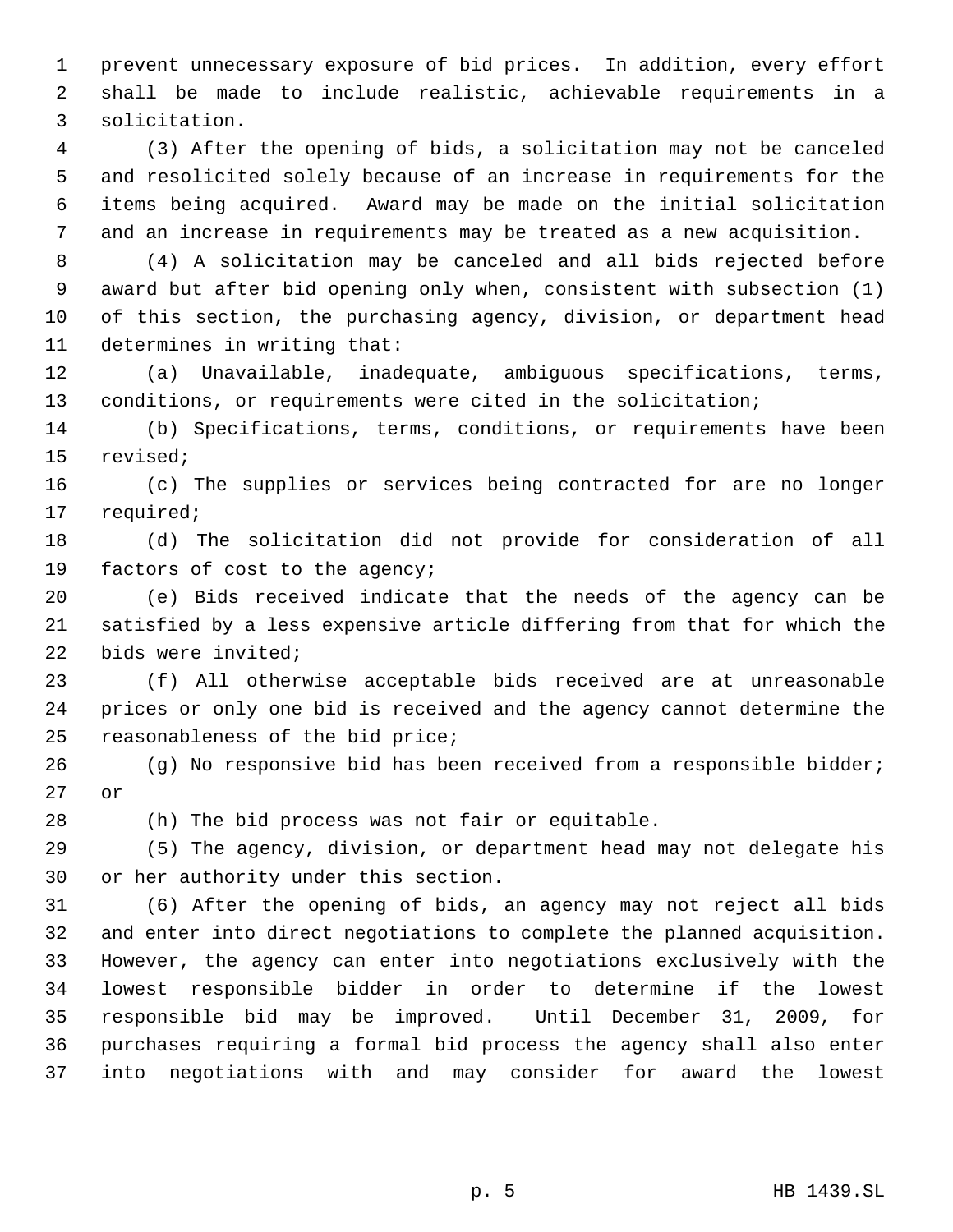prevent unnecessary exposure of bid prices. In addition, every effort shall be made to include realistic, achievable requirements in a solicitation.

(3) After the opening of bids, a solicitation may not be canceled and resolicited solely because of an increase in requirements for the items being acquired. Award may be made on the initial solicitation and an increase in requirements may be treated as a new acquisition.

(4) A solicitation may be canceled and all bids rejected before award but after bid opening only when, consistent with subsection (1) of this section, the purchasing agency, division, or department head determines in writing that:

(a) Unavailable, inadequate, ambiguous specifications, terms, conditions, or requirements were cited in the solicitation;

(b) Specifications, terms, conditions, or requirements have been revised;

(c) The supplies or services being contracted for are no longer required;

(d) The solicitation did not provide for consideration of all factors of cost to the agency;

(e) Bids received indicate that the needs of the agency can be satisfied by a less expensive article differing from that for which the bids were invited;

(f) All otherwise acceptable bids received are at unreasonable prices or only one bid is received and the agency cannot determine the reasonableness of the bid price;

(g) No responsive bid has been received from a responsible bidder; or

(h) The bid process was not fair or equitable.

(5) The agency, division, or department head may not delegate his or her authority under this section.

(6) After the opening of bids, an agency may not reject all bids and enter into direct negotiations to complete the planned acquisition. However, the agency can enter into negotiations exclusively with the lowest responsible bidder in order to determine if the lowest responsible bid may be improved. Until December 31, 2009, for purchases requiring a formal bid process the agency shall also enter into negotiations with and may consider for award the lowest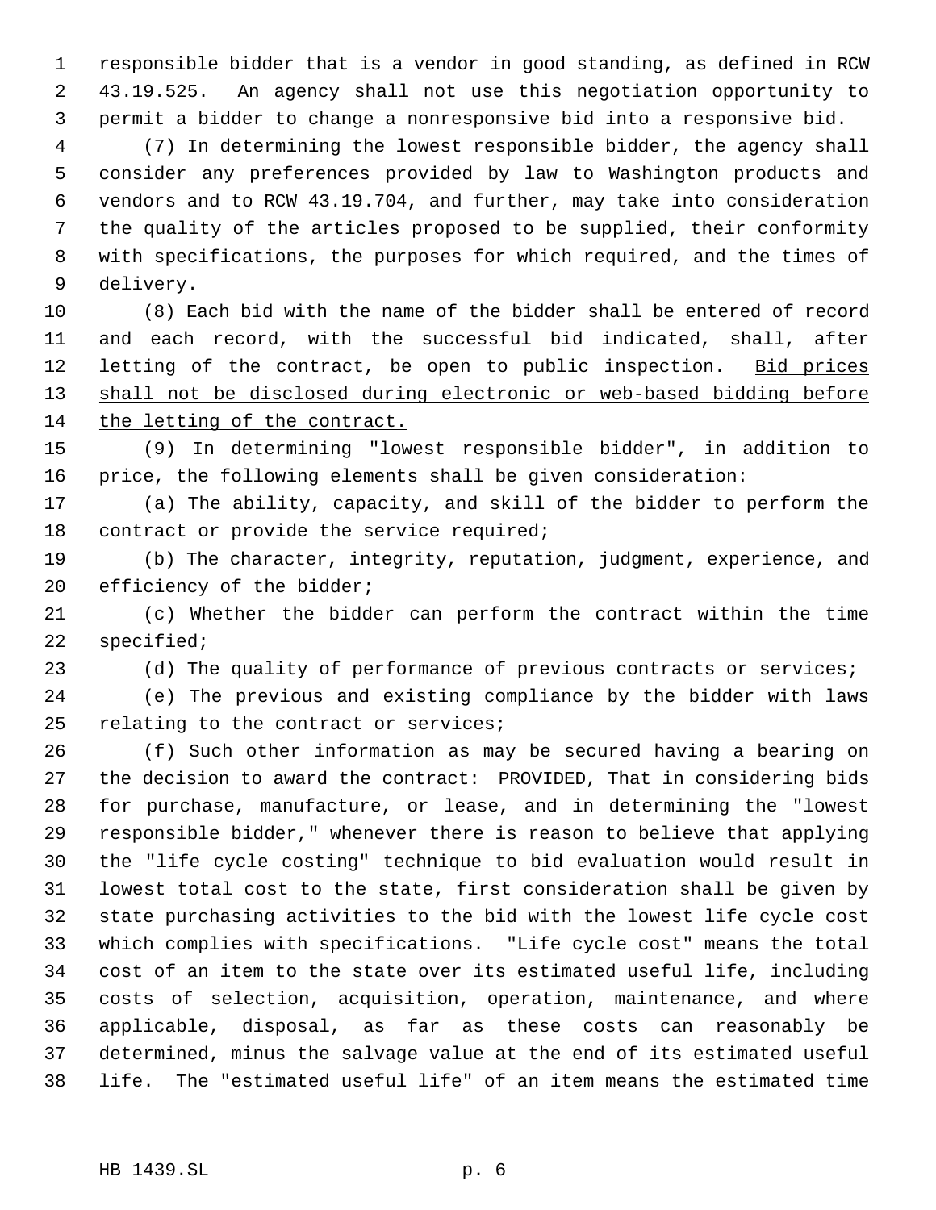responsible bidder that is a vendor in good standing, as defined in RCW 43.19.525. An agency shall not use this negotiation opportunity to permit a bidder to change a nonresponsive bid into a responsive bid.

(7) In determining the lowest responsible bidder, the agency shall consider any preferences provided by law to Washington products and vendors and to RCW 43.19.704, and further, may take into consideration the quality of the articles proposed to be supplied, their conformity with specifications, the purposes for which required, and the times of delivery.

(8) Each bid with the name of the bidder shall be entered of record and each record, with the successful bid indicated, shall, after letting of the contract, be open to public inspection. <u>Bid prices shall not be disclosed during electronic or web-based bidding before the letting of the contract.</u>

(9) In determining "lowest responsible bidder", in addition to price, the following elements shall be given consideration:

(a) The ability, capacity, and skill of the bidder to perform the contract or provide the service required;

(b) The character, integrity, reputation, judgment, experience, and efficiency of the bidder;

(c) Whether the bidder can perform the contract within the time specified;

(d) The quality of performance of previous contracts or services;

(e) The previous and existing compliance by the bidder with laws relating to the contract or services;

(f) Such other information as may be secured having a bearing on the decision to award the contract: PROVIDED, That in considering bids for purchase, manufacture, or lease, and in determining the "lowest responsible bidder," whenever there is reason to believe that applying the "life cycle costing" technique to bid evaluation would result in lowest total cost to the state, first consideration shall be given by state purchasing activities to the bid with the lowest life cycle cost which complies with specifications. "Life cycle cost" means the total cost of an item to the state over its estimated useful life, including costs of selection, acquisition, operation, maintenance, and where applicable, disposal, as far as these costs can reasonably be determined, minus the salvage value at the end of its estimated useful life. The "estimated useful life" of an item means the estimated time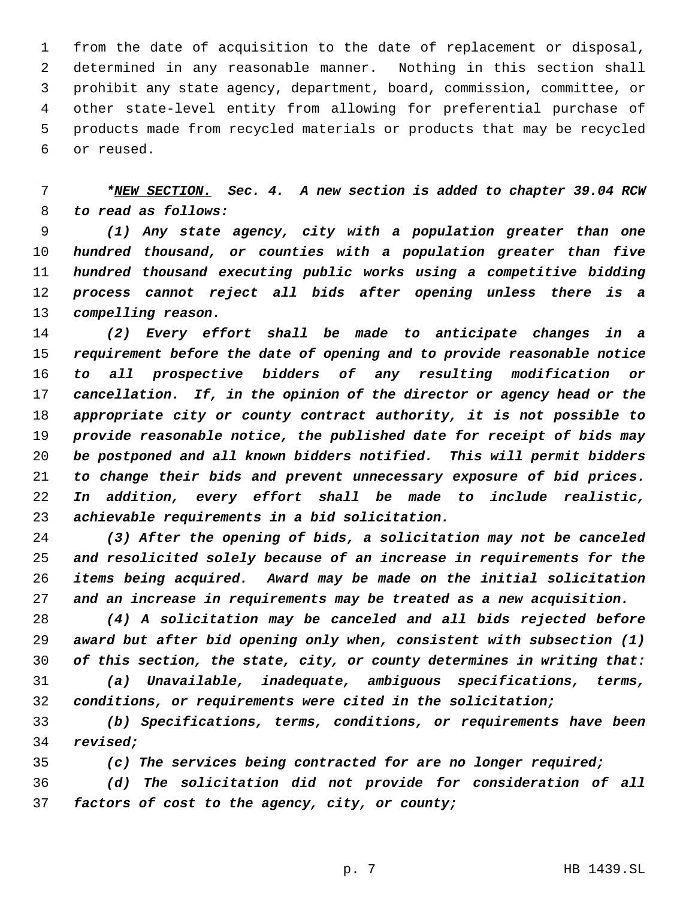from the date of acquisition to the date of replacement or disposal, determined in any reasonable manner. Nothing in this section shall prohibit any state agency, department, board, commission, committee, or other state-level entity from allowing for preferential purchase of products made from recycled materials or products that may be recycled or reused.

***<u>NEW SECTION.</u> Sec. 4. A new section is added to chapter 39.04 RCW to read as follows:***

*(1) Any state agency, city with a population greater than one hundred thousand, or counties with a population greater than five hundred thousand executing public works using a competitive bidding process cannot reject all bids after opening unless there is a compelling reason.*

*(2) Every effort shall be made to anticipate changes in a requirement before the date of opening and to provide reasonable notice to all prospective bidders of any resulting modification or cancellation. If, in the opinion of the director or agency head or the appropriate city or county contract authority, it is not possible to provide reasonable notice, the published date for receipt of bids may be postponed and all known bidders notified. This will permit bidders to change their bids and prevent unnecessary exposure of bid prices. In addition, every effort shall be made to include realistic, achievable requirements in a bid solicitation.*

*(3) After the opening of bids, a solicitation may not be canceled and resolicited solely because of an increase in requirements for the items being acquired. Award may be made on the initial solicitation and an increase in requirements may be treated as a new acquisition.*

*(4) A solicitation may be canceled and all bids rejected before award but after bid opening only when, consistent with subsection (1) of this section, the state, city, or county determines in writing that:*

*(a) Unavailable, inadequate, ambiguous specifications, terms, conditions, or requirements were cited in the solicitation;*

*(b) Specifications, terms, conditions, or requirements have been revised;*

*(c) The services being contracted for are no longer required;*

*(d) The solicitation did not provide for consideration of all factors of cost to the agency, city, or county;*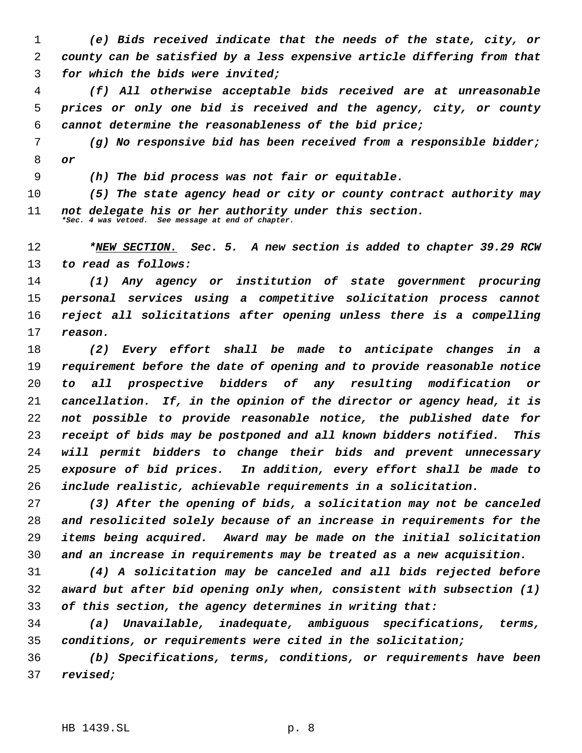*(e) Bids received indicate that the needs of the state, city, or county can be satisfied by a less expensive article differing from that for which the bids were invited;*

*(f) All otherwise acceptable bids received are at unreasonable prices or only one bid is received and the agency, city, or county cannot determine the reasonableness of the bid price;*

*(g) No responsive bid has been received from a responsible bidder; or*

*(h) The bid process was not fair or equitable.*

*(5) The state agency head or city or county contract authority may not delegate his or her authority under this section.*
*\*Sec. 4 was vetoed. See message at end of chapter.*

*\*NEW SECTION. Sec. 5. A new section is added to chapter 39.29 RCW to read as follows:*

*(1) Any agency or institution of state government procuring personal services using a competitive solicitation process cannot reject all solicitations after opening unless there is a compelling reason.*

*(2) Every effort shall be made to anticipate changes in a requirement before the date of opening and to provide reasonable notice to all prospective bidders of any resulting modification or cancellation. If, in the opinion of the director or agency head, it is not possible to provide reasonable notice, the published date for receipt of bids may be postponed and all known bidders notified. This will permit bidders to change their bids and prevent unnecessary exposure of bid prices. In addition, every effort shall be made to include realistic, achievable requirements in a solicitation.*

*(3) After the opening of bids, a solicitation may not be canceled and resolicited solely because of an increase in requirements for the items being acquired. Award may be made on the initial solicitation and an increase in requirements may be treated as a new acquisition.*

*(4) A solicitation may be canceled and all bids rejected before award but after bid opening only when, consistent with subsection (1) of this section, the agency determines in writing that:*

*(a) Unavailable, inadequate, ambiguous specifications, terms, conditions, or requirements were cited in the solicitation;*

*(b) Specifications, terms, conditions, or requirements have been revised;*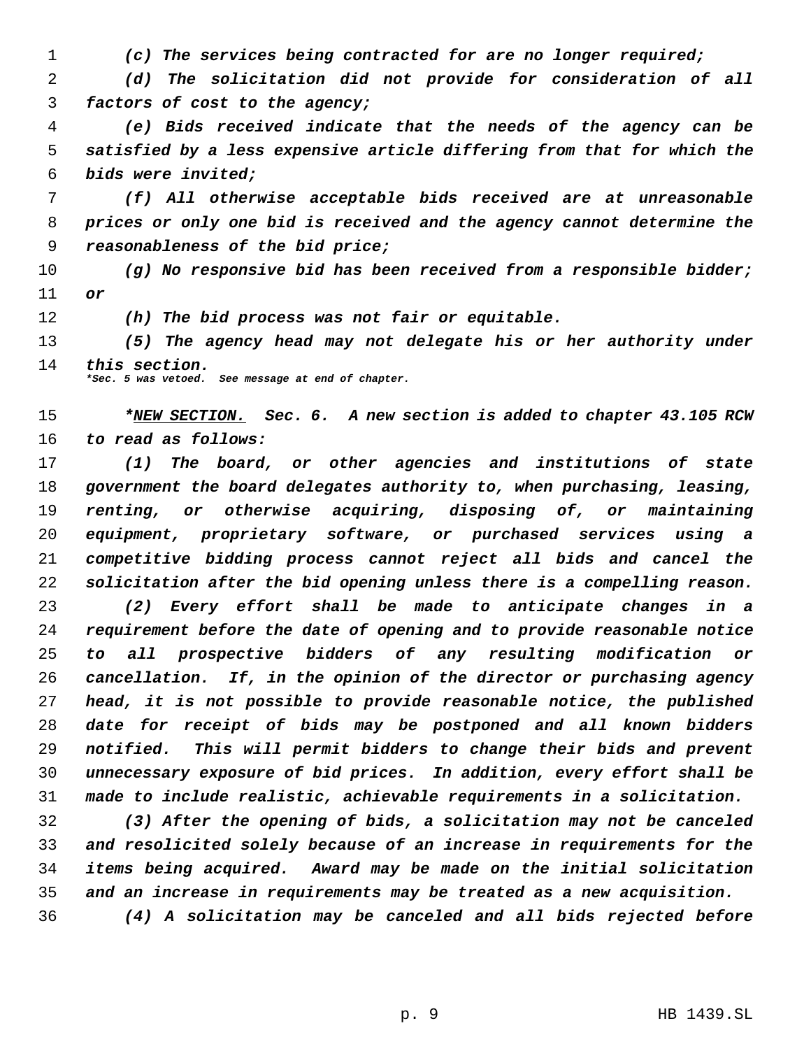*(c) The services being contracted for are no longer required;*

*(d) The solicitation did not provide for consideration of all factors of cost to the agency;*

*(e) Bids received indicate that the needs of the agency can be satisfied by a less expensive article differing from that for which the bids were invited;*

*(f) All otherwise acceptable bids received are at unreasonable prices or only one bid is received and the agency cannot determine the reasonableness of the bid price;*

*(g) No responsive bid has been received from a responsible bidder; or*

*(h) The bid process was not fair or equitable.*

*(5) The agency head may not delegate his or her authority under this section.*

***Sec. 5 was vetoed. See message at end of chapter.**

****NEW SECTION.** Sec. 6. A new section is added to chapter 43.105 RCW to read as follows:*

*(1) The board, or other agencies and institutions of state government the board delegates authority to, when purchasing, leasing, renting, or otherwise acquiring, disposing of, or maintaining equipment, proprietary software, or purchased services using a competitive bidding process cannot reject all bids and cancel the solicitation after the bid opening unless there is a compelling reason.*

*(2) Every effort shall be made to anticipate changes in a requirement before the date of opening and to provide reasonable notice to all prospective bidders of any resulting modification or cancellation. If, in the opinion of the director or purchasing agency head, it is not possible to provide reasonable notice, the published date for receipt of bids may be postponed and all known bidders notified. This will permit bidders to change their bids and prevent unnecessary exposure of bid prices. In addition, every effort shall be made to include realistic, achievable requirements in a solicitation.*

*(3) After the opening of bids, a solicitation may not be canceled and resolicited solely because of an increase in requirements for the items being acquired. Award may be made on the initial solicitation and an increase in requirements may be treated as a new acquisition.*

*(4) A solicitation may be canceled and all bids rejected before*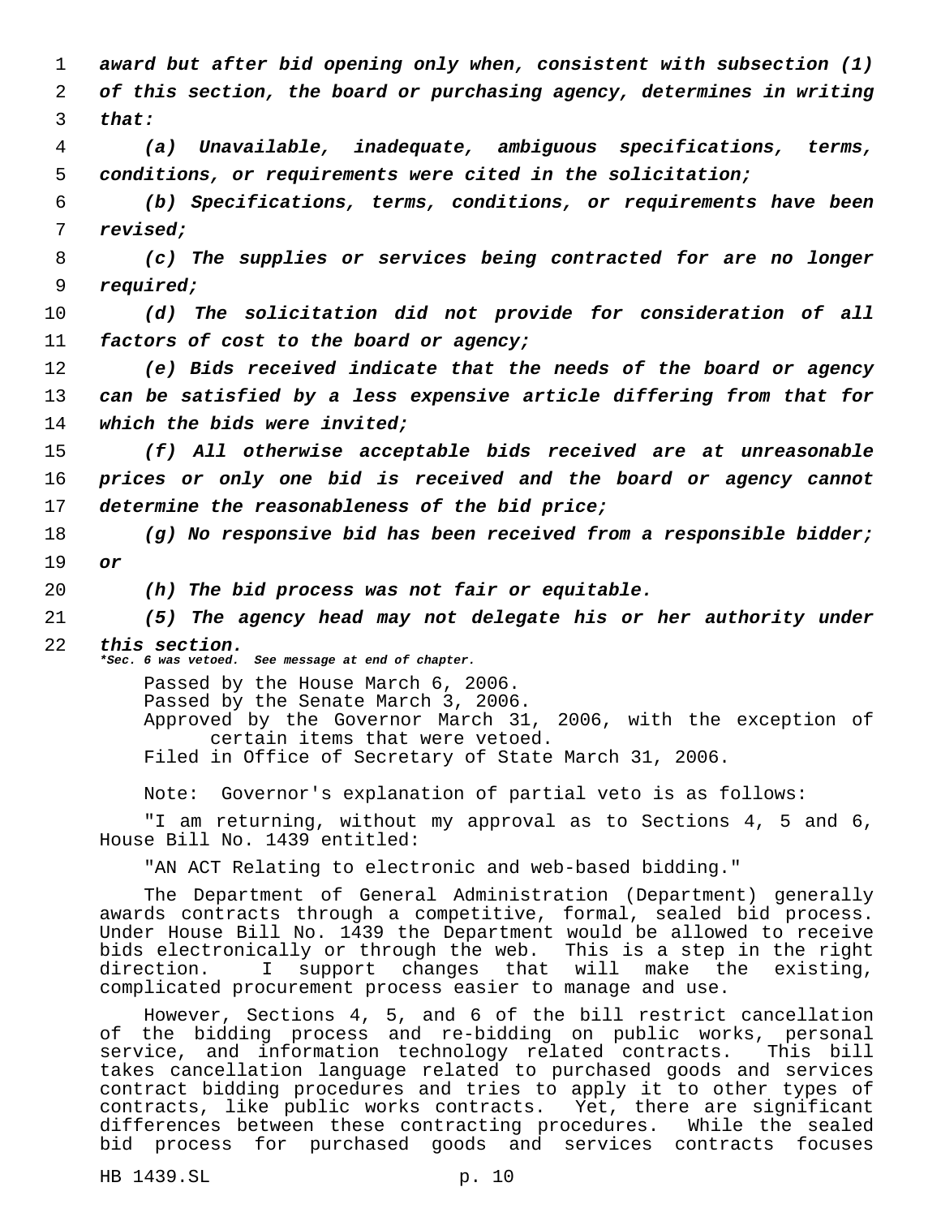***award but after bid opening only when, consistent with subsection (1) of this section, the board or purchasing agency, determines in writing that:***

***(a) Unavailable, inadequate, ambiguous specifications, terms, conditions, or requirements were cited in the solicitation;***

***(b) Specifications, terms, conditions, or requirements have been revised;***

***(c) The supplies or services being contracted for are no longer required;***

***(d) The solicitation did not provide for consideration of all factors of cost to the board or agency;***

***(e) Bids received indicate that the needs of the board or agency can be satisfied by a less expensive article differing from that for which the bids were invited;***

***(f) All otherwise acceptable bids received are at unreasonable prices or only one bid is received and the board or agency cannot determine the reasonableness of the bid price;***

***(g) No responsive bid has been received from a responsible bidder; or***

***(h) The bid process was not fair or equitable.***

***(5) The agency head may not delegate his or her authority under this section.***

****Sec. 6 was vetoed. See message at end of chapter.***

Passed by the House March 6, 2006.
Passed by the Senate March 3, 2006.
Approved by the Governor March 31, 2006, with the exception of certain items that were vetoed.
Filed in Office of Secretary of State March 31, 2006.

Note: Governor's explanation of partial veto is as follows:

"I am returning, without my approval as to Sections 4, 5 and 6, House Bill No. 1439 entitled:

"AN ACT Relating to electronic and web-based bidding."

The Department of General Administration (Department) generally awards contracts through a competitive, formal, sealed bid process. Under House Bill No. 1439 the Department would be allowed to receive bids electronically or through the web. This is a step in the right direction. I support changes that will make the existing, complicated procurement process easier to manage and use.

However, Sections 4, 5, and 6 of the bill restrict cancellation of the bidding process and re-bidding on public works, personal service, and information technology related contracts. This bill takes cancellation language related to purchased goods and services contract bidding procedures and tries to apply it to other types of contracts, like public works contracts. Yet, there are significant differences between these contracting procedures. While the sealed bid process for purchased goods and services contracts focuses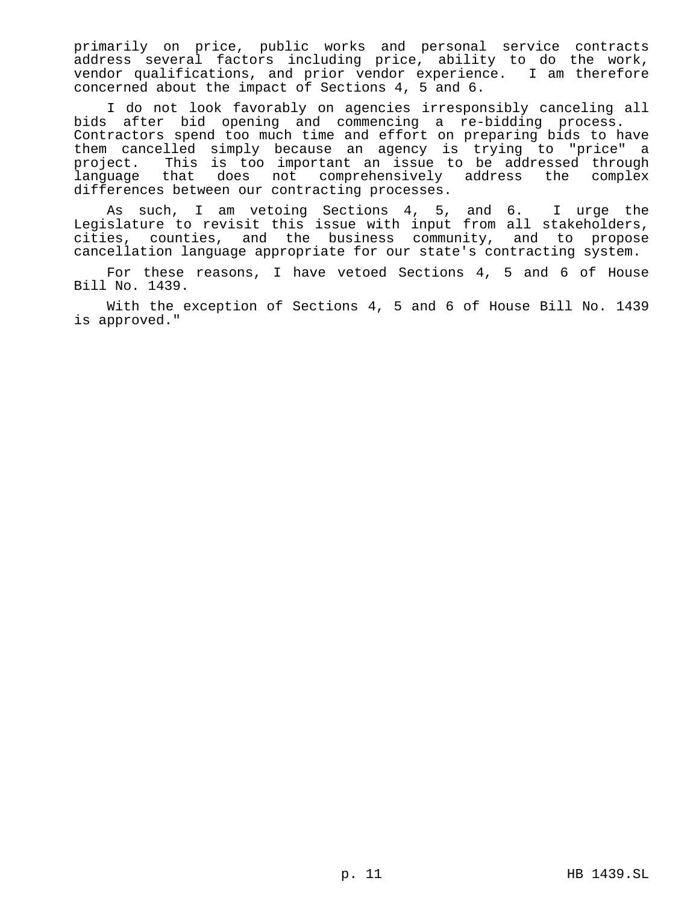primarily on price, public works and personal service contracts address several factors including price, ability to do the work, vendor qualifications, and prior vendor experience. I am therefore concerned about the impact of Sections 4, 5 and 6.

I do not look favorably on agencies irresponsibly canceling all bids after bid opening and commencing a re-bidding process. Contractors spend too much time and effort on preparing bids to have them cancelled simply because an agency is trying to "price" a project. This is too important an issue to be addressed through language that does not comprehensively address the complex differences between our contracting processes.

As such, I am vetoing Sections 4, 5, and 6. I urge the Legislature to revisit this issue with input from all stakeholders, cities, counties, and the business community, and to propose cancellation language appropriate for our state's contracting system.

For these reasons, I have vetoed Sections 4, 5 and 6 of House Bill No. 1439.

With the exception of Sections 4, 5 and 6 of House Bill No. 1439 is approved."